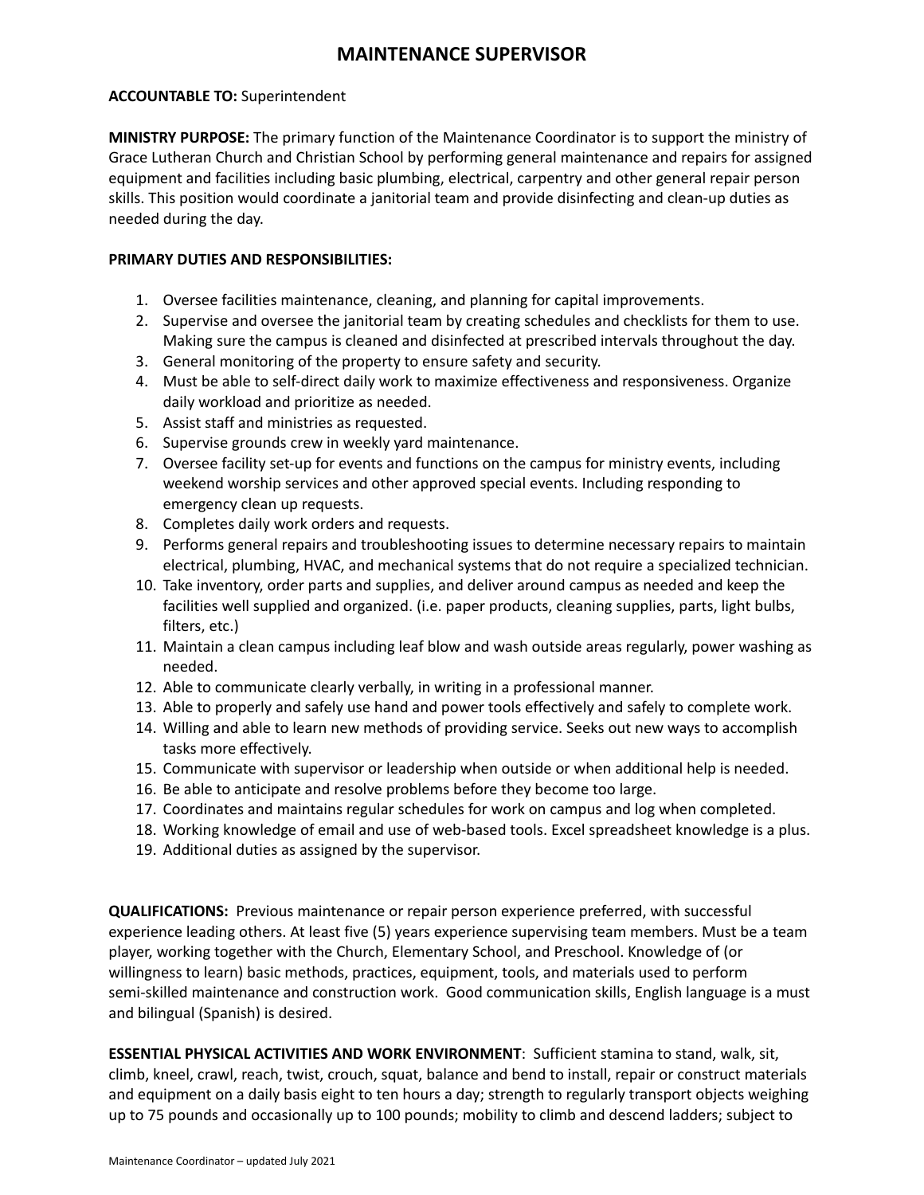# MAINTENANCE SUPERVISOR

**ACCOUNTABLE TO:** Superintendent

**MINISTRY PURPOSE:** The primary function of the Maintenance Coordinator is to support the ministry of Grace Lutheran Church and Christian School by performing general maintenance and repairs for assigned equipment and facilities including basic plumbing, electrical, carpentry and other general repair person skills. This position would coordinate a janitorial team and provide disinfecting and clean-up duties as needed during the day.

**PRIMARY DUTIES AND RESPONSIBILITIES:**

1. Oversee facilities maintenance, cleaning, and planning for capital improvements.
2. Supervise and oversee the janitorial team by creating schedules and checklists for them to use. Making sure the campus is cleaned and disinfected at prescribed intervals throughout the day.
3. General monitoring of the property to ensure safety and security.
4. Must be able to self-direct daily work to maximize effectiveness and responsiveness. Organize daily workload and prioritize as needed.
5. Assist staff and ministries as requested.
6. Supervise grounds crew in weekly yard maintenance.
7. Oversee facility set-up for events and functions on the campus for ministry events, including weekend worship services and other approved special events. Including responding to emergency clean up requests.
8. Completes daily work orders and requests.
9. Performs general repairs and troubleshooting issues to determine necessary repairs to maintain electrical, plumbing, HVAC, and mechanical systems that do not require a specialized technician.
10. Take inventory, order parts and supplies, and deliver around campus as needed and keep the facilities well supplied and organized. (i.e. paper products, cleaning supplies, parts, light bulbs, filters, etc.)
11. Maintain a clean campus including leaf blow and wash outside areas regularly, power washing as needed.
12. Able to communicate clearly verbally, in writing in a professional manner.
13. Able to properly and safely use hand and power tools effectively and safely to complete work.
14. Willing and able to learn new methods of providing service. Seeks out new ways to accomplish tasks more effectively.
15. Communicate with supervisor or leadership when outside or when additional help is needed.
16. Be able to anticipate and resolve problems before they become too large.
17. Coordinates and maintains regular schedules for work on campus and log when completed.
18. Working knowledge of email and use of web-based tools. Excel spreadsheet knowledge is a plus.
19. Additional duties as assigned by the supervisor.

**QUALIFICATIONS:** Previous maintenance or repair person experience preferred, with successful experience leading others. At least five (5) years experience supervising team members. Must be a team player, working together with the Church, Elementary School, and Preschool. Knowledge of (or willingness to learn) basic methods, practices, equipment, tools, and materials used to perform semi-skilled maintenance and construction work. Good communication skills, English language is a must and bilingual (Spanish) is desired.

**ESSENTIAL PHYSICAL ACTIVITIES AND WORK ENVIRONMENT**: Sufficient stamina to stand, walk, sit, climb, kneel, crawl, reach, twist, crouch, squat, balance and bend to install, repair or construct materials and equipment on a daily basis eight to ten hours a day; strength to regularly transport objects weighing up to 75 pounds and occasionally up to 100 pounds; mobility to climb and descend ladders; subject to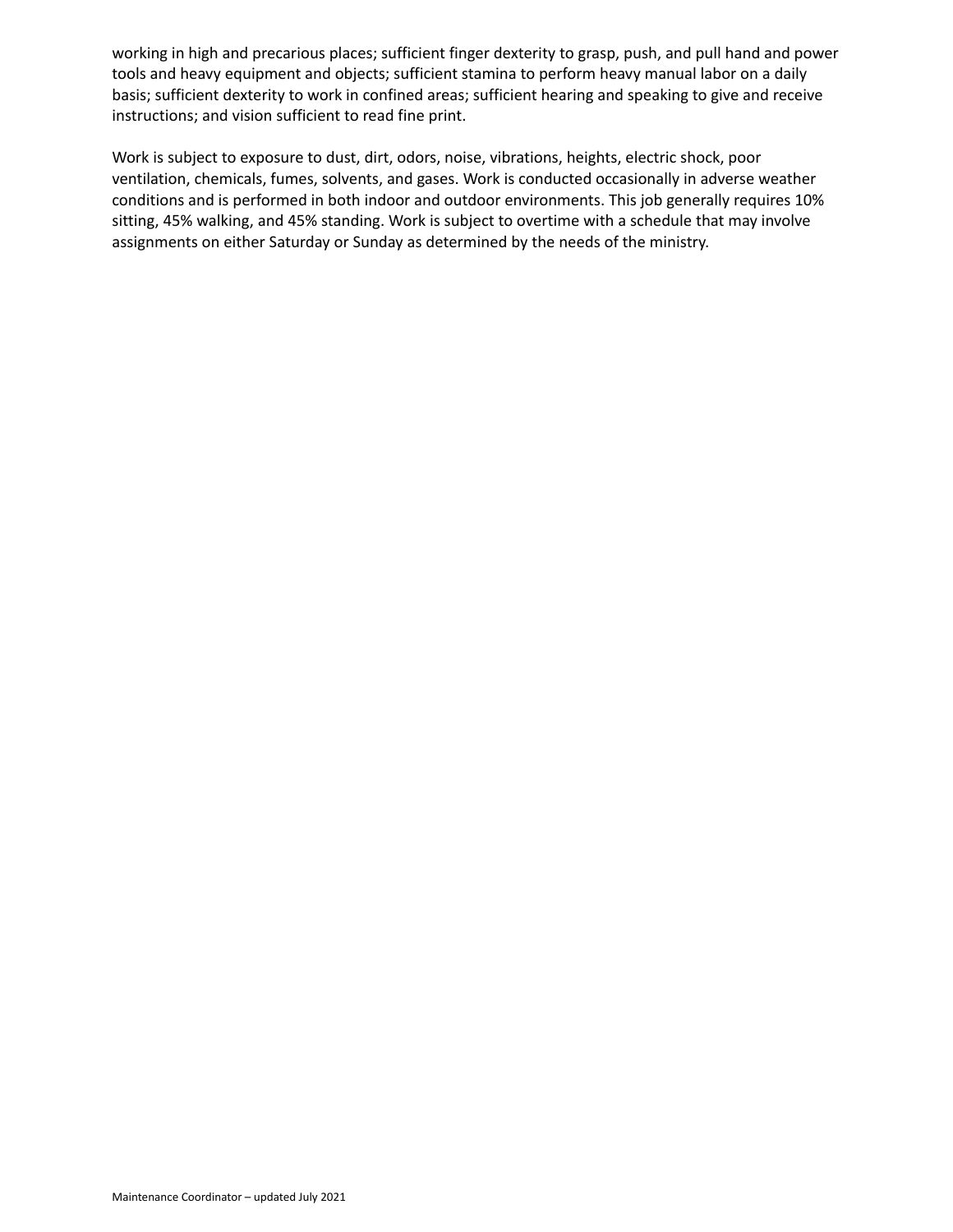working in high and precarious places; sufficient finger dexterity to grasp, push, and pull hand and power tools and heavy equipment and objects; sufficient stamina to perform heavy manual labor on a daily basis; sufficient dexterity to work in confined areas; sufficient hearing and speaking to give and receive instructions; and vision sufficient to read fine print.

Work is subject to exposure to dust, dirt, odors, noise, vibrations, heights, electric shock, poor ventilation, chemicals, fumes, solvents, and gases. Work is conducted occasionally in adverse weather conditions and is performed in both indoor and outdoor environments. This job generally requires 10% sitting, 45% walking, and 45% standing. Work is subject to overtime with a schedule that may involve assignments on either Saturday or Sunday as determined by the needs of the ministry.